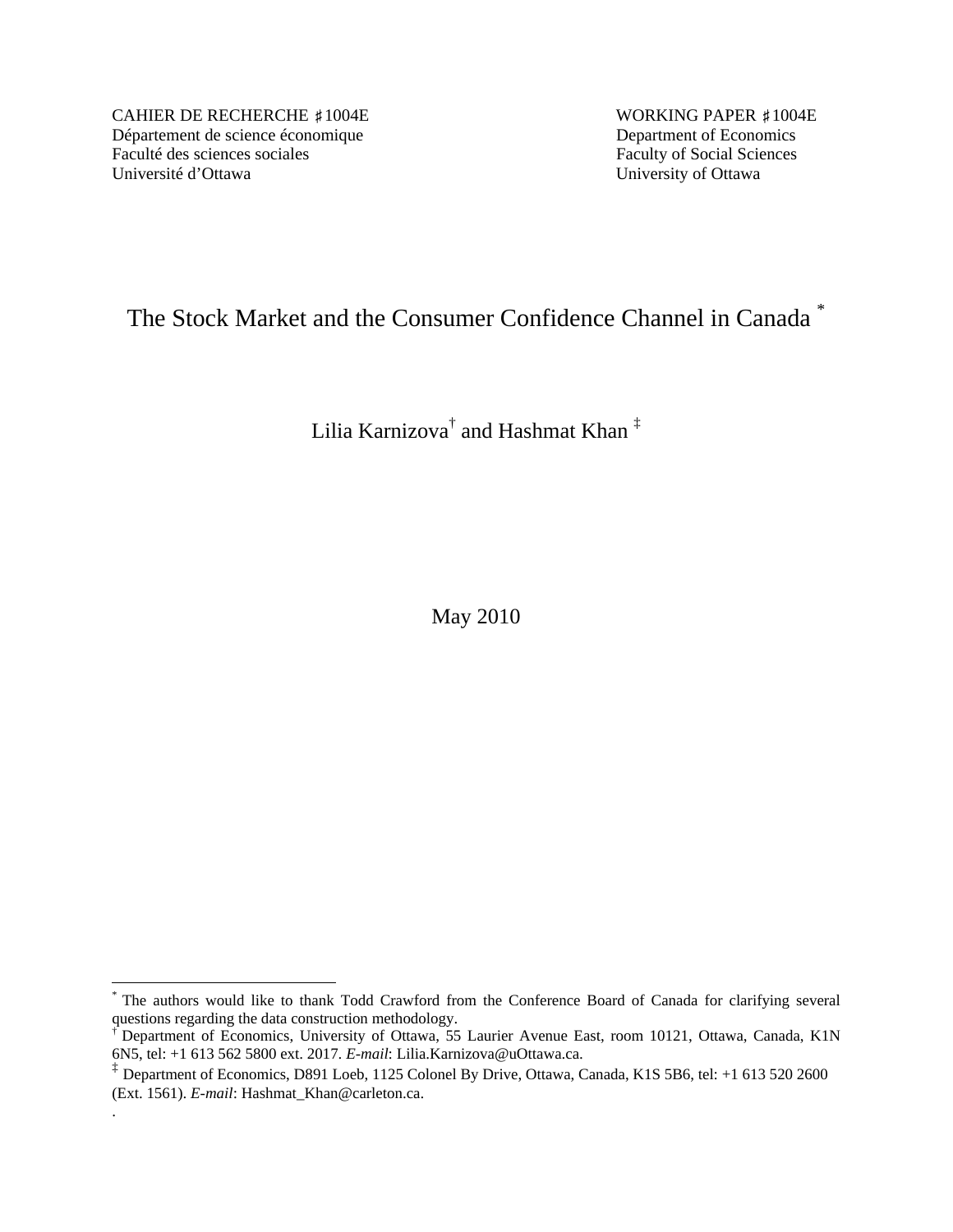CAHIER DE RECHERCHE ♯1004E
Département de science économique
Faculté des sciences sociales
Université d'Ottawa

WORKING PAPER ♯1004E
Department of Economics
Faculty of Social Sciences
University of Ottawa

# The Stock Market and the Consumer Confidence Channel in Canada [*]

Lilia Karnizova[†] and Hashmat Khan [‡]

May 2010

---

[*] The authors would like to thank Todd Crawford from the Conference Board of Canada for clarifying several questions regarding the data construction methodology.

[†] Department of Economics, University of Ottawa, 55 Laurier Avenue East, room 10121, Ottawa, Canada, K1N 6N5, tel: +1 613 562 5800 ext. 2017. *E-mail*: Lilia.Karnizova@uOttawa.ca.

[‡] Department of Economics, D891 Loeb, 1125 Colonel By Drive, Ottawa, Canada, K1S 5B6, tel: +1 613 520 2600 (Ext. 1561). *E-mail*: Hashmat_Khan@carleton.ca.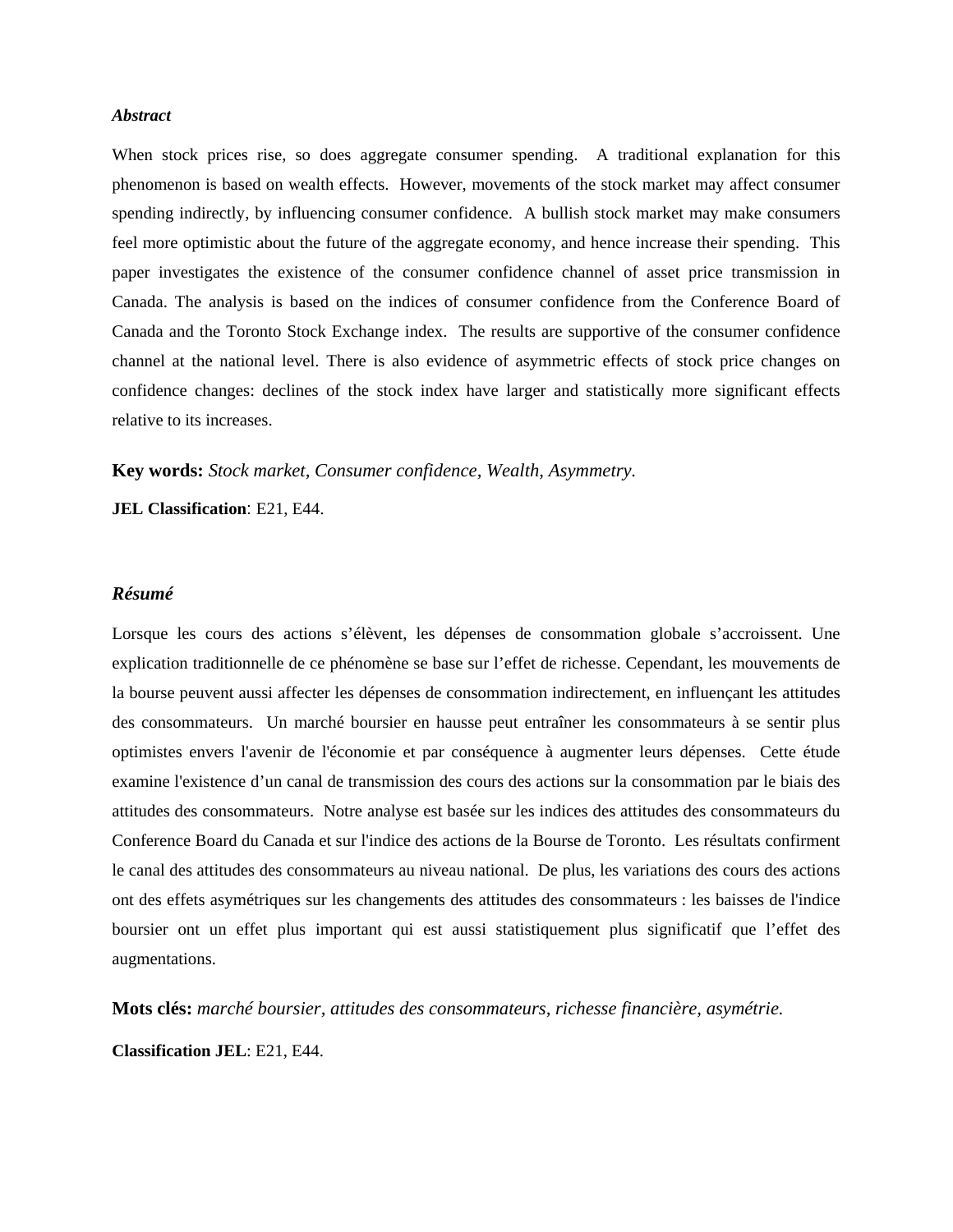***Abstract***

When stock prices rise, so does aggregate consumer spending. A traditional explanation for this phenomenon is based on wealth effects. However, movements of the stock market may affect consumer spending indirectly, by influencing consumer confidence. A bullish stock market may make consumers feel more optimistic about the future of the aggregate economy, and hence increase their spending. This paper investigates the existence of the consumer confidence channel of asset price transmission in Canada. The analysis is based on the indices of consumer confidence from the Conference Board of Canada and the Toronto Stock Exchange index. The results are supportive of the consumer confidence channel at the national level. There is also evidence of asymmetric effects of stock price changes on confidence changes: declines of the stock index have larger and statistically more significant effects relative to its increases.

**Key words:** *Stock market, Consumer confidence, Wealth, Asymmetry.*

**JEL Classification**: E21, E44.

***Résumé***

Lorsque les cours des actions s'élèvent, les dépenses de consommation globale s'accroissent. Une explication traditionnelle de ce phénomène se base sur l'effet de richesse. Cependant, les mouvements de la bourse peuvent aussi affecter les dépenses de consommation indirectement, en influençant les attitudes des consommateurs. Un marché boursier en hausse peut entraîner les consommateurs à se sentir plus optimistes envers l'avenir de l'économie et par conséquence à augmenter leurs dépenses. Cette étude examine l'existence d'un canal de transmission des cours des actions sur la consommation par le biais des attitudes des consommateurs. Notre analyse est basée sur les indices des attitudes des consommateurs du Conference Board du Canada et sur l'indice des actions de la Bourse de Toronto. Les résultats confirment le canal des attitudes des consommateurs au niveau national. De plus, les variations des cours des actions ont des effets asymétriques sur les changements des attitudes des consommateurs : les baisses de l'indice boursier ont un effet plus important qui est aussi statistiquement plus significatif que l'effet des augmentations.

**Mots clés:** *marché boursier, attitudes des consommateurs, richesse financière, asymétrie.*

**Classification JEL**: E21, E44.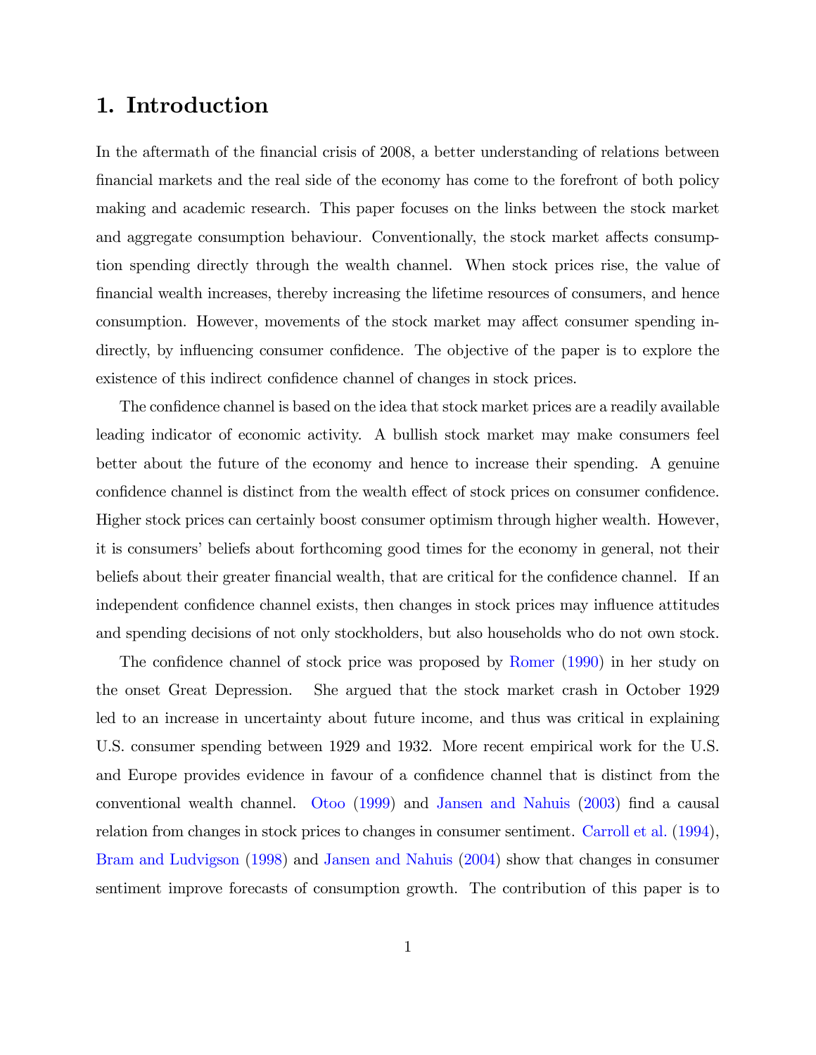# 1. Introduction

In the aftermath of the financial crisis of 2008, a better understanding of relations between financial markets and the real side of the economy has come to the forefront of both policy making and academic research. This paper focuses on the links between the stock market and aggregate consumption behaviour. Conventionally, the stock market affects consumption spending directly through the wealth channel. When stock prices rise, the value of financial wealth increases, thereby increasing the lifetime resources of consumers, and hence consumption. However, movements of the stock market may affect consumer spending indirectly, by influencing consumer confidence. The objective of the paper is to explore the existence of this indirect confidence channel of changes in stock prices.

The confidence channel is based on the idea that stock market prices are a readily available leading indicator of economic activity. A bullish stock market may make consumers feel better about the future of the economy and hence to increase their spending. A genuine confidence channel is distinct from the wealth effect of stock prices on consumer confidence. Higher stock prices can certainly boost consumer optimism through higher wealth. However, it is consumers' beliefs about forthcoming good times for the economy in general, not their beliefs about their greater financial wealth, that are critical for the confidence channel. If an independent confidence channel exists, then changes in stock prices may influence attitudes and spending decisions of not only stockholders, but also households who do not own stock.

The confidence channel of stock price was proposed by Romer (1990) in her study on the onset Great Depression. She argued that the stock market crash in October 1929 led to an increase in uncertainty about future income, and thus was critical in explaining U.S. consumer spending between 1929 and 1932. More recent empirical work for the U.S. and Europe provides evidence in favour of a confidence channel that is distinct from the conventional wealth channel. Otoo (1999) and Jansen and Nahuis (2003) find a causal relation from changes in stock prices to changes in consumer sentiment. Carroll et al. (1994), Bram and Ludvigson (1998) and Jansen and Nahuis (2004) show that changes in consumer sentiment improve forecasts of consumption growth. The contribution of this paper is to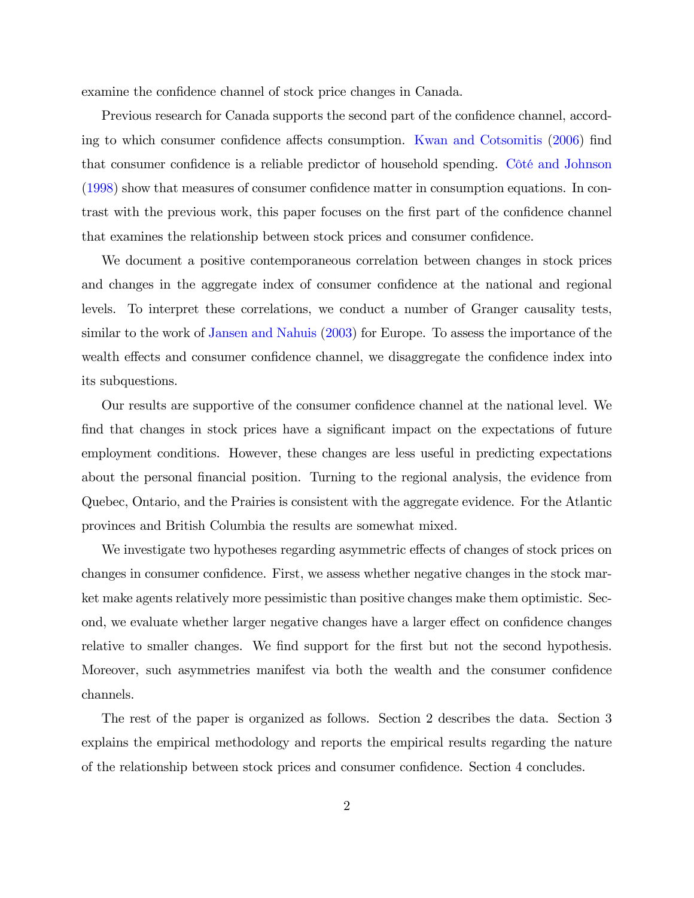examine the confidence channel of stock price changes in Canada.

Previous research for Canada supports the second part of the confidence channel, according to which consumer confidence affects consumption. Kwan and Cotsomitis (2006) find that consumer confidence is a reliable predictor of household spending. Côté and Johnson (1998) show that measures of consumer confidence matter in consumption equations. In contrast with the previous work, this paper focuses on the first part of the confidence channel that examines the relationship between stock prices and consumer confidence.

We document a positive contemporaneous correlation between changes in stock prices and changes in the aggregate index of consumer confidence at the national and regional levels. To interpret these correlations, we conduct a number of Granger causality tests, similar to the work of Jansen and Nahuis (2003) for Europe. To assess the importance of the wealth effects and consumer confidence channel, we disaggregate the confidence index into its subquestions.

Our results are supportive of the consumer confidence channel at the national level. We find that changes in stock prices have a significant impact on the expectations of future employment conditions. However, these changes are less useful in predicting expectations about the personal financial position. Turning to the regional analysis, the evidence from Quebec, Ontario, and the Prairies is consistent with the aggregate evidence. For the Atlantic provinces and British Columbia the results are somewhat mixed.

We investigate two hypotheses regarding asymmetric effects of changes of stock prices on changes in consumer confidence. First, we assess whether negative changes in the stock market make agents relatively more pessimistic than positive changes make them optimistic. Second, we evaluate whether larger negative changes have a larger effect on confidence changes relative to smaller changes. We find support for the first but not the second hypothesis. Moreover, such asymmetries manifest via both the wealth and the consumer confidence channels.

The rest of the paper is organized as follows. Section 2 describes the data. Section 3 explains the empirical methodology and reports the empirical results regarding the nature of the relationship between stock prices and consumer confidence. Section 4 concludes.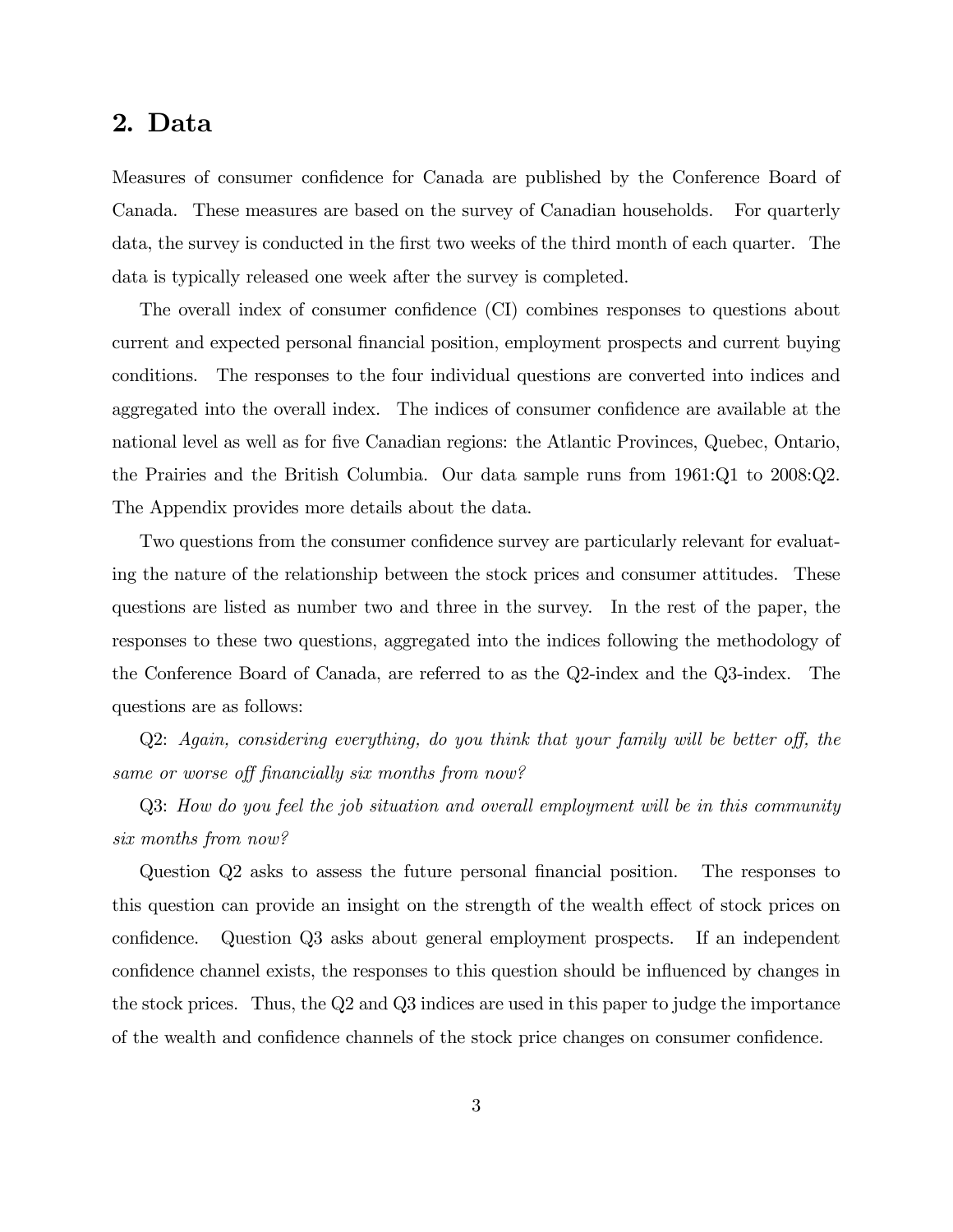## 2. Data

Measures of consumer confidence for Canada are published by the Conference Board of Canada. These measures are based on the survey of Canadian households. For quarterly data, the survey is conducted in the first two weeks of the third month of each quarter. The data is typically released one week after the survey is completed.

The overall index of consumer confidence (CI) combines responses to questions about current and expected personal financial position, employment prospects and current buying conditions. The responses to the four individual questions are converted into indices and aggregated into the overall index. The indices of consumer confidence are available at the national level as well as for five Canadian regions: the Atlantic Provinces, Quebec, Ontario, the Prairies and the British Columbia. Our data sample runs from 1961:Q1 to 2008:Q2. The Appendix provides more details about the data.

Two questions from the consumer confidence survey are particularly relevant for evaluating the nature of the relationship between the stock prices and consumer attitudes. These questions are listed as number two and three in the survey. In the rest of the paper, the responses to these two questions, aggregated into the indices following the methodology of the Conference Board of Canada, are referred to as the Q2-index and the Q3-index. The questions are as follows:

Q2: *Again, considering everything, do you think that your family will be better off, the same or worse off financially six months from now?*

Q3: *How do you feel the job situation and overall employment will be in this community six months from now?*

Question Q2 asks to assess the future personal financial position. The responses to this question can provide an insight on the strength of the wealth effect of stock prices on confidence. Question Q3 asks about general employment prospects. If an independent confidence channel exists, the responses to this question should be influenced by changes in the stock prices. Thus, the Q2 and Q3 indices are used in this paper to judge the importance of the wealth and confidence channels of the stock price changes on consumer confidence.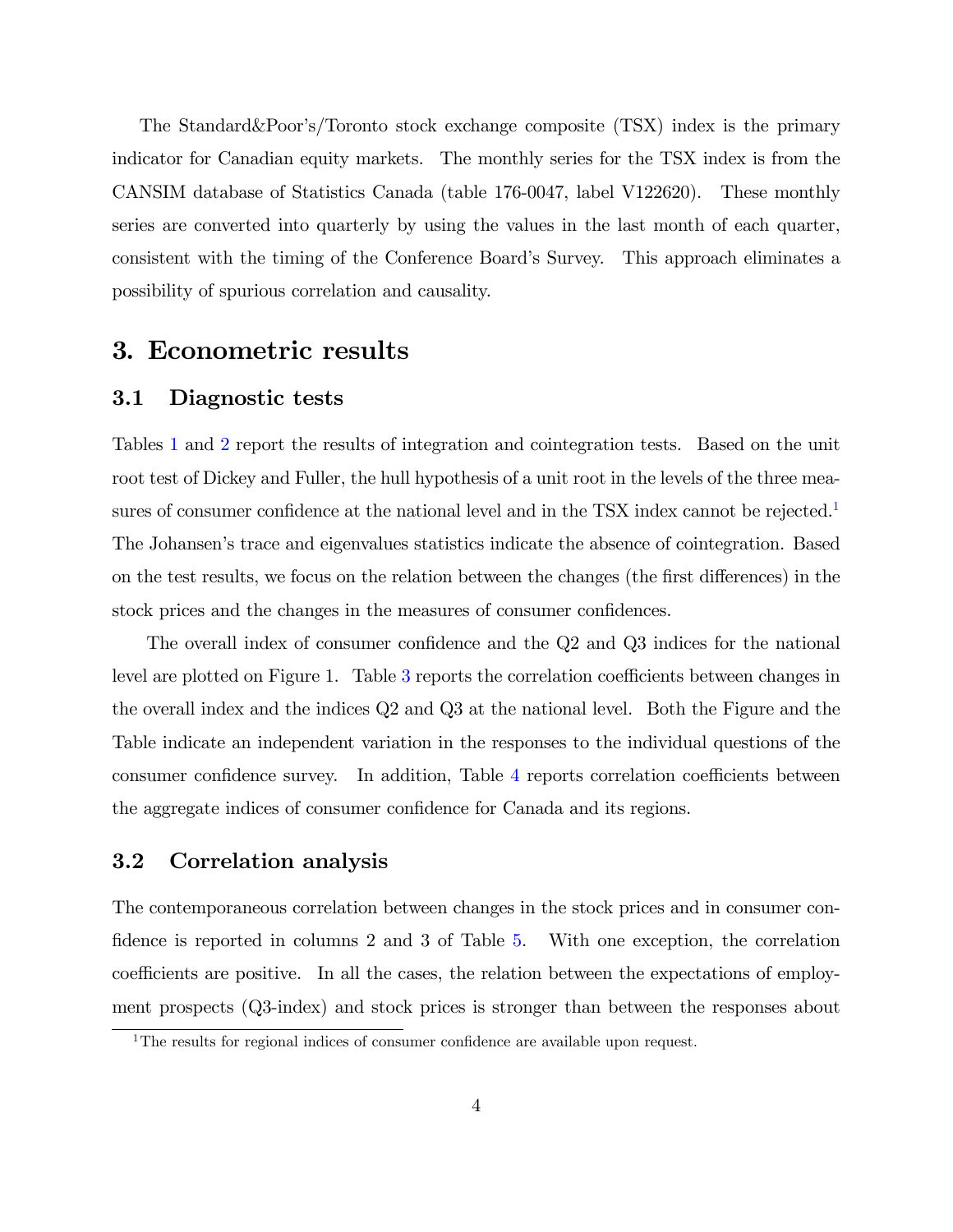The Standard&Poor's/Toronto stock exchange composite (TSX) index is the primary indicator for Canadian equity markets. The monthly series for the TSX index is from the CANSIM database of Statistics Canada (table 176-0047, label V122620). These monthly series are converted into quarterly by using the values in the last month of each quarter, consistent with the timing of the Conference Board's Survey. This approach eliminates a possibility of spurious correlation and causality.

# 3. Econometric results

## 3.1 Diagnostic tests

Tables 1 and 2 report the results of integration and cointegration tests. Based on the unit root test of Dickey and Fuller, the hull hypothesis of a unit root in the levels of the three measures of consumer confidence at the national level and in the TSX index cannot be rejected.[1] The Johansen's trace and eigenvalues statistics indicate the absence of cointegration. Based on the test results, we focus on the relation between the changes (the first differences) in the stock prices and the changes in the measures of consumer confidences.

The overall index of consumer confidence and the Q2 and Q3 indices for the national level are plotted on Figure 1. Table 3 reports the correlation coefficients between changes in the overall index and the indices Q2 and Q3 at the national level. Both the Figure and the Table indicate an independent variation in the responses to the individual questions of the consumer confidence survey. In addition, Table 4 reports correlation coefficients between the aggregate indices of consumer confidence for Canada and its regions.

## 3.2 Correlation analysis

The contemporaneous correlation between changes in the stock prices and in consumer confidence is reported in columns 2 and 3 of Table 5. With one exception, the correlation coefficients are positive. In all the cases, the relation between the expectations of employment prospects (Q3-index) and stock prices is stronger than between the responses about

[1] The results for regional indices of consumer confidence are available upon request.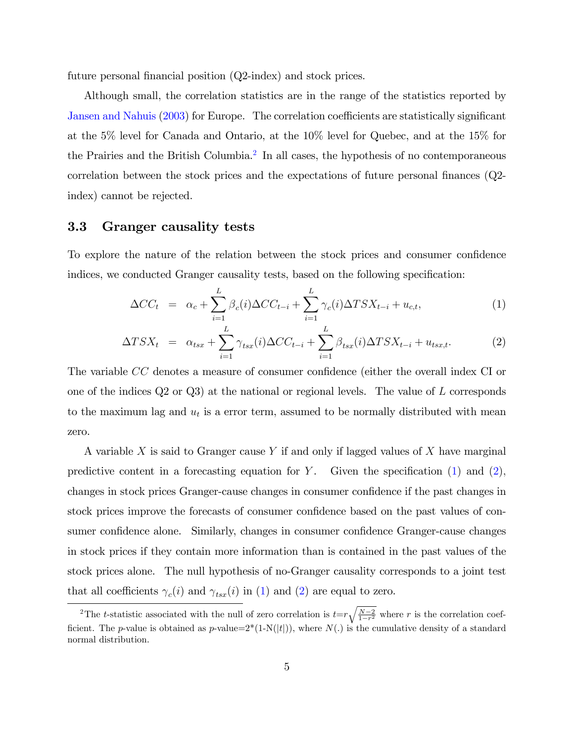future personal financial position (Q2-index) and stock prices.

Although small, the correlation statistics are in the range of the statistics reported by Jansen and Nahuis (2003) for Europe. The correlation coefficients are statistically significant at the 5% level for Canada and Ontario, at the 10% level for Quebec, and at the 15% for the Prairies and the British Columbia.[2] In all cases, the hypothesis of no contemporaneous correlation between the stock prices and the expectations of future personal finances (Q2-index) cannot be rejected.

### 3.3 Granger causality tests

To explore the nature of the relation between the stock prices and consumer confidence indices, we conducted Granger causality tests, based on the following specification:

$$\Delta CC_t = \alpha_c + \sum_{i=1}^{L} \beta_c(i) \Delta CC_{t-i} + \sum_{i=1}^{L} \gamma_c(i) \Delta TSX_{t-i} + u_{c,t}, \tag{1}$$

$$\Delta TSX_t = \alpha_{tsx} + \sum_{i=1}^{L} \gamma_{tsx}(i) \Delta CC_{t-i} + \sum_{i=1}^{L} \beta_{tsx}(i) \Delta TSX_{t-i} + u_{tsx,t}. \tag{2}$$

The variable $CC$ denotes a measure of consumer confidence (either the overall index CI or one of the indices Q2 or Q3) at the national or regional levels. The value of $L$ corresponds to the maximum lag and $u_t$ is a error term, assumed to be normally distributed with mean zero.

A variable $X$ is said to Granger cause $Y$ if and only if lagged values of $X$ have marginal predictive content in a forecasting equation for $Y$. Given the specification (1) and (2), changes in stock prices Granger-cause changes in consumer confidence if the past changes in stock prices improve the forecasts of consumer confidence based on the past values of consumer confidence alone. Similarly, changes in consumer confidence Granger-cause changes in stock prices if they contain more information than is contained in the past values of the stock prices alone. The null hypothesis of no-Granger causality corresponds to a joint test that all coefficients $\gamma_c(i)$ and $\gamma_{tsx}(i)$ in (1) and (2) are equal to zero.

[2] The $t$-statistic associated with the null of zero correlation is $t = r\sqrt{\frac{N-2}{1-r^2}}$ where $r$ is the correlation coefficient. The $p$-value is obtained as $p$-value=2*(1-N(|t|)), where $N(.)$ is the cumulative density of a standard normal distribution.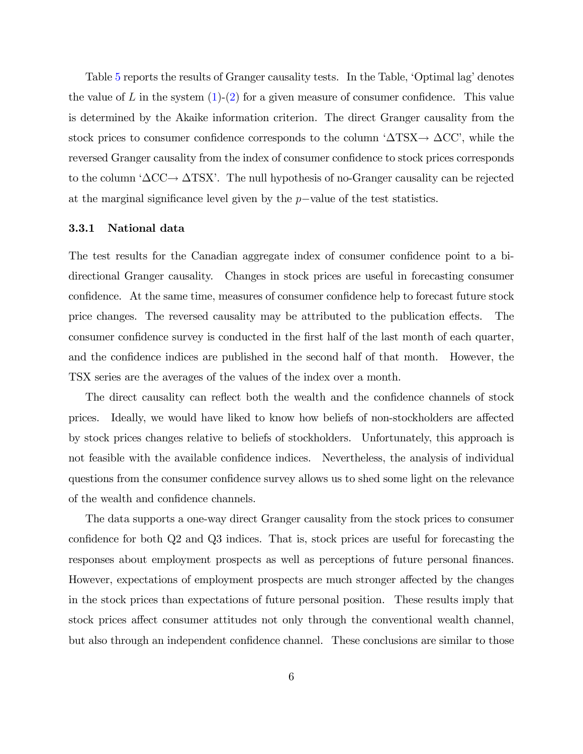Table 5 reports the results of Granger causality tests. In the Table, 'Optimal lag' denotes the value of $L$ in the system (1)-(2) for a given measure of consumer confidence. This value is determined by the Akaike information criterion. The direct Granger causality from the stock prices to consumer confidence corresponds to the column '$\Delta$TSX$\rightarrow$ $\Delta$CC', while the reversed Granger causality from the index of consumer confidence to stock prices corresponds to the column '$\Delta$CC$\rightarrow$ $\Delta$TSX'. The null hypothesis of no-Granger causality can be rejected at the marginal significance level given by the $p-$value of the test statistics.

### 3.3.1 National data

The test results for the Canadian aggregate index of consumer confidence point to a bi-directional Granger causality. Changes in stock prices are useful in forecasting consumer confidence. At the same time, measures of consumer confidence help to forecast future stock price changes. The reversed causality may be attributed to the publication effects. The consumer confidence survey is conducted in the first half of the last month of each quarter, and the confidence indices are published in the second half of that month. However, the TSX series are the averages of the values of the index over a month.

The direct causality can reflect both the wealth and the confidence channels of stock prices. Ideally, we would have liked to know how beliefs of non-stockholders are affected by stock prices changes relative to beliefs of stockholders. Unfortunately, this approach is not feasible with the available confidence indices. Nevertheless, the analysis of individual questions from the consumer confidence survey allows us to shed some light on the relevance of the wealth and confidence channels.

The data supports a one-way direct Granger causality from the stock prices to consumer confidence for both Q2 and Q3 indices. That is, stock prices are useful for forecasting the responses about employment prospects as well as perceptions of future personal finances. However, expectations of employment prospects are much stronger affected by the changes in the stock prices than expectations of future personal position. These results imply that stock prices affect consumer attitudes not only through the conventional wealth channel, but also through an independent confidence channel. These conclusions are similar to those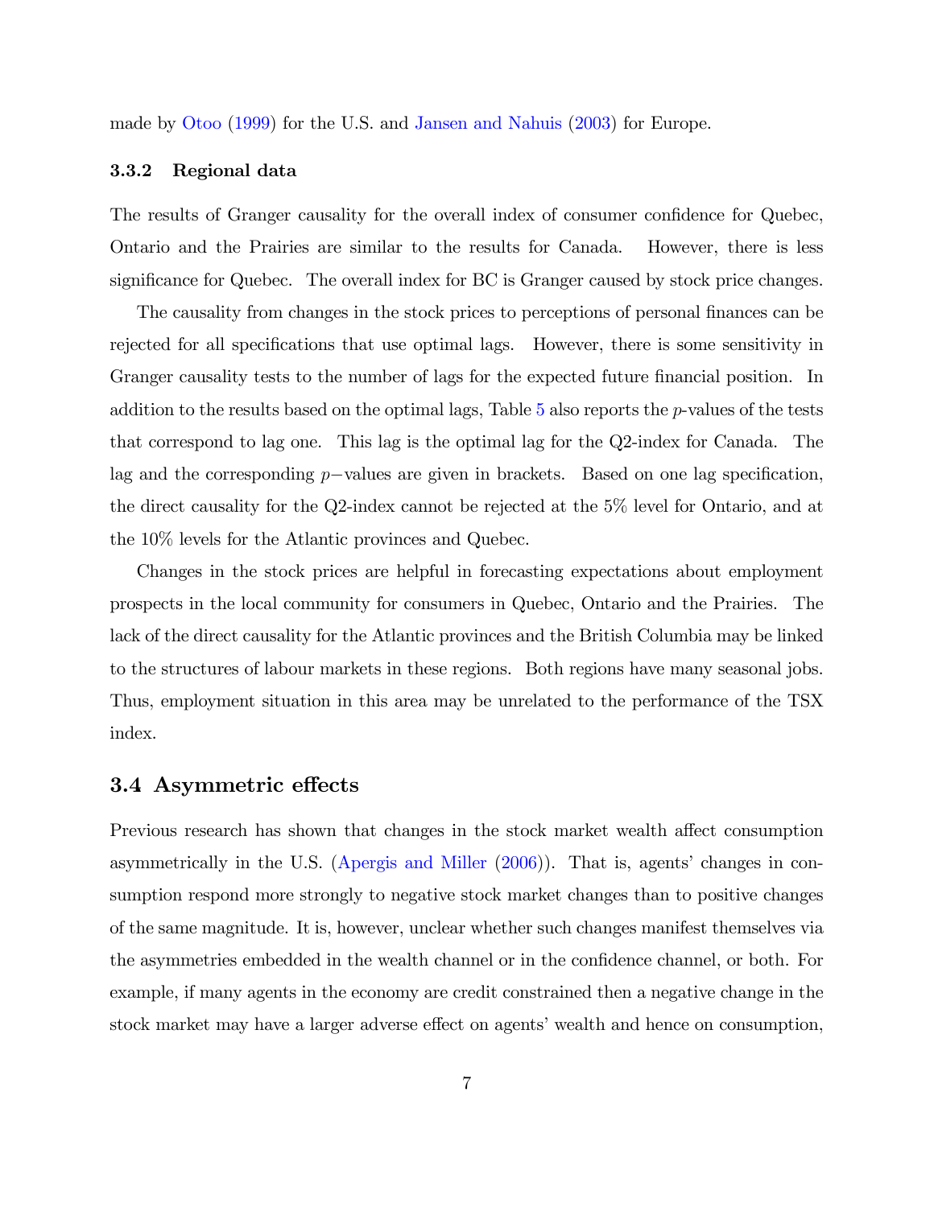made by Otoo (1999) for the U.S. and Jansen and Nahuis (2003) for Europe.

### 3.3.2 Regional data

The results of Granger causality for the overall index of consumer confidence for Quebec, Ontario and the Prairies are similar to the results for Canada. However, there is less significance for Quebec. The overall index for BC is Granger caused by stock price changes.

The causality from changes in the stock prices to perceptions of personal finances can be rejected for all specifications that use optimal lags. However, there is some sensitivity in Granger causality tests to the number of lags for the expected future financial position. In addition to the results based on the optimal lags, Table 5 also reports the $p$-values of the tests that correspond to lag one. This lag is the optimal lag for the Q2-index for Canada. The lag and the corresponding $p-$values are given in brackets. Based on one lag specification, the direct causality for the Q2-index cannot be rejected at the 5% level for Ontario, and at the 10% levels for the Atlantic provinces and Quebec.

Changes in the stock prices are helpful in forecasting expectations about employment prospects in the local community for consumers in Quebec, Ontario and the Prairies. The lack of the direct causality for the Atlantic provinces and the British Columbia may be linked to the structures of labour markets in these regions. Both regions have many seasonal jobs. Thus, employment situation in this area may be unrelated to the performance of the TSX index.

## 3.4 Asymmetric effects

Previous research has shown that changes in the stock market wealth affect consumption asymmetrically in the U.S. (Apergis and Miller (2006)). That is, agents' changes in consumption respond more strongly to negative stock market changes than to positive changes of the same magnitude. It is, however, unclear whether such changes manifest themselves via the asymmetries embedded in the wealth channel or in the confidence channel, or both. For example, if many agents in the economy are credit constrained then a negative change in the stock market may have a larger adverse effect on agents' wealth and hence on consumption,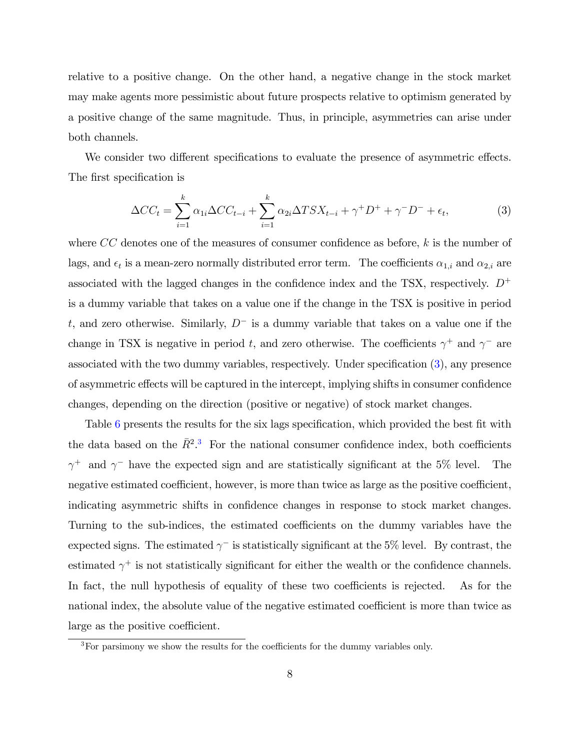relative to a positive change. On the other hand, a negative change in the stock market may make agents more pessimistic about future prospects relative to optimism generated by a positive change of the same magnitude. Thus, in principle, asymmetries can arise under both channels.

We consider two different specifications to evaluate the presence of asymmetric effects. The first specification is

$$\Delta CC_t = \sum_{i=1}^{k} \alpha_{1i} \Delta CC_{t-i} + \sum_{i=1}^{k} \alpha_{2i} \Delta TSX_{t-i} + \gamma^{+} D^{+} + \gamma^{-} D^{-} + \epsilon_t, \tag{3}$$

where $CC$ denotes one of the measures of consumer confidence as before, $k$ is the number of lags, and $\epsilon_t$ is a mean-zero normally distributed error term. The coefficients $\alpha_{1,i}$ and $\alpha_{2,i}$ are associated with the lagged changes in the confidence index and the TSX, respectively. $D^{+}$ is a dummy variable that takes on a value one if the change in the TSX is positive in period $t$, and zero otherwise. Similarly, $D^{-}$ is a dummy variable that takes on a value one if the change in TSX is negative in period $t$, and zero otherwise. The coefficients $\gamma^{+}$ and $\gamma^{-}$ are associated with the two dummy variables, respectively. Under specification (3), any presence of asymmetric effects will be captured in the intercept, implying shifts in consumer confidence changes, depending on the direction (positive or negative) of stock market changes.

Table 6 presents the results for the six lags specification, which provided the best fit with the data based on the $\bar{R}^2$.[3] For the national consumer confidence index, both coefficients $\gamma^{+}$ and $\gamma^{-}$ have the expected sign and are statistically significant at the 5% level. The negative estimated coefficient, however, is more than twice as large as the positive coefficient, indicating asymmetric shifts in confidence changes in response to stock market changes. Turning to the sub-indices, the estimated coefficients on the dummy variables have the expected signs. The estimated $\gamma^{-}$ is statistically significant at the 5% level. By contrast, the estimated $\gamma^{+}$ is not statistically significant for either the wealth or the confidence channels. In fact, the null hypothesis of equality of these two coefficients is rejected. As for the national index, the absolute value of the negative estimated coefficient is more than twice as large as the positive coefficient.

[3] For parsimony we show the results for the coefficients for the dummy variables only.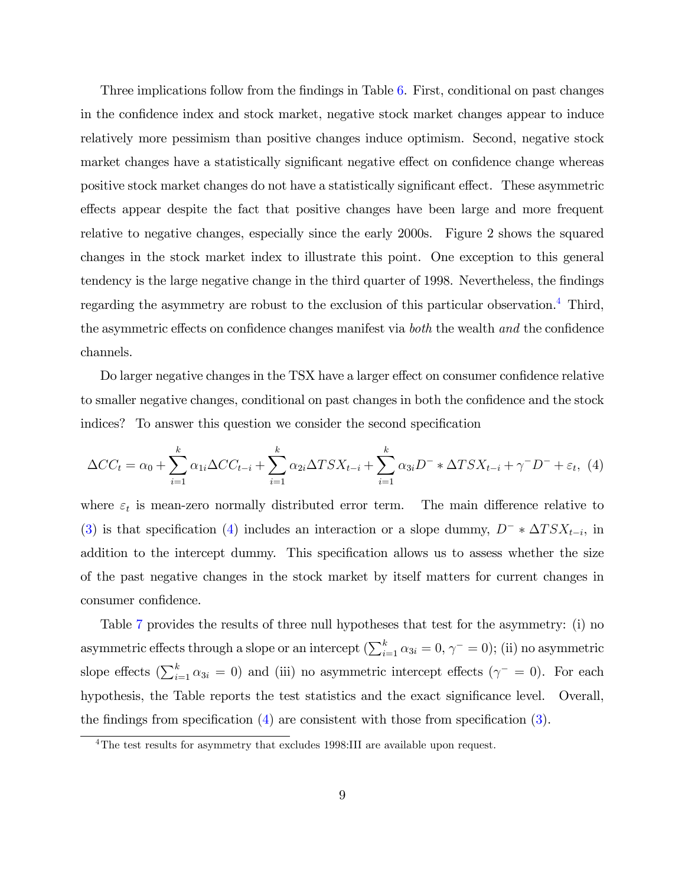Three implications follow from the findings in Table 6. First, conditional on past changes in the confidence index and stock market, negative stock market changes appear to induce relatively more pessimism than positive changes induce optimism. Second, negative stock market changes have a statistically significant negative effect on confidence change whereas positive stock market changes do not have a statistically significant effect. These asymmetric effects appear despite the fact that positive changes have been large and more frequent relative to negative changes, especially since the early 2000s. Figure 2 shows the squared changes in the stock market index to illustrate this point. One exception to this general tendency is the large negative change in the third quarter of 1998. Nevertheless, the findings regarding the asymmetry are robust to the exclusion of this particular observation.[4] Third, the asymmetric effects on confidence changes manifest via *both* the wealth *and* the confidence channels.

Do larger negative changes in the TSX have a larger effect on consumer confidence relative to smaller negative changes, conditional on past changes in both the confidence and the stock indices? To answer this question we consider the second specification

$$\Delta CC_t = \alpha_0 + \sum_{i=1}^{k} \alpha_{1i} \Delta CC_{t-i} + \sum_{i=1}^{k} \alpha_{2i} \Delta TSX_{t-i} + \sum_{i=1}^{k} \alpha_{3i} D^- * \Delta TSX_{t-i} + \gamma^- D^- + \varepsilon_t, \quad (4)$$

where $\varepsilon_t$ is mean-zero normally distributed error term. The main difference relative to (3) is that specification (4) includes an interaction or a slope dummy, $D^- * \Delta TSX_{t-i}$, in addition to the intercept dummy. This specification allows us to assess whether the size of the past negative changes in the stock market by itself matters for current changes in consumer confidence.

Table 7 provides the results of three null hypotheses that test for the asymmetry: (i) no asymmetric effects through a slope or an intercept ($\sum_{i=1}^{k} \alpha_{3i} = 0$, $\gamma^- = 0$); (ii) no asymmetric slope effects ($\sum_{i=1}^{k} \alpha_{3i} = 0$) and (iii) no asymmetric intercept effects ($\gamma^- = 0$). For each hypothesis, the Table reports the test statistics and the exact significance level. Overall, the findings from specification (4) are consistent with those from specification (3).

[4] The test results for asymmetry that excludes 1998:III are available upon request.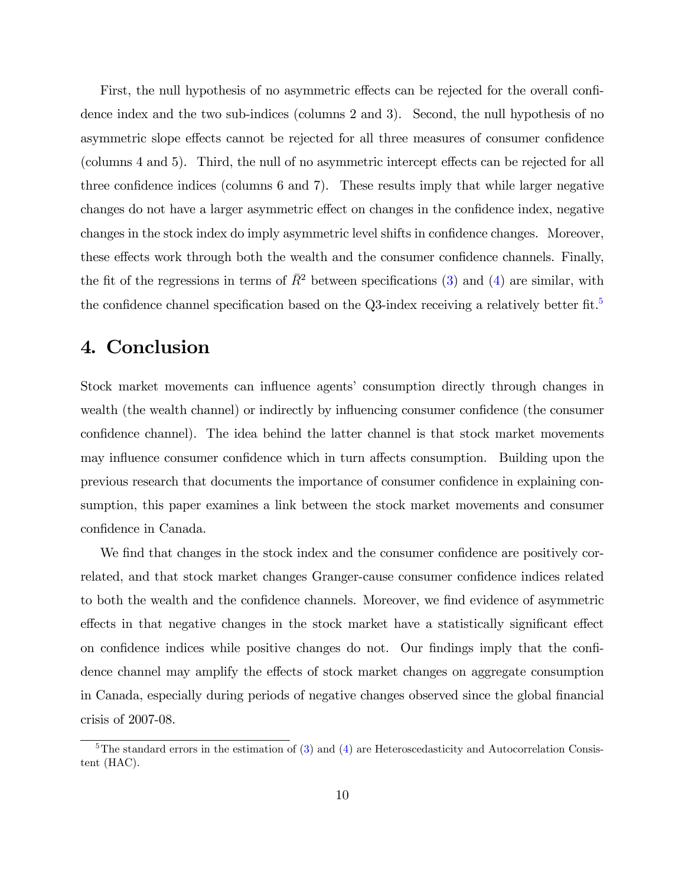First, the null hypothesis of no asymmetric effects can be rejected for the overall confidence index and the two sub-indices (columns 2 and 3). Second, the null hypothesis of no asymmetric slope effects cannot be rejected for all three measures of consumer confidence (columns 4 and 5). Third, the null of no asymmetric intercept effects can be rejected for all three confidence indices (columns 6 and 7). These results imply that while larger negative changes do not have a larger asymmetric effect on changes in the confidence index, negative changes in the stock index do imply asymmetric level shifts in confidence changes. Moreover, these effects work through both the wealth and the consumer confidence channels. Finally, the fit of the regressions in terms of $\bar{R}^2$ between specifications (3) and (4) are similar, with the confidence channel specification based on the Q3-index receiving a relatively better fit.[5]

# 4. Conclusion

Stock market movements can influence agents' consumption directly through changes in wealth (the wealth channel) or indirectly by influencing consumer confidence (the consumer confidence channel). The idea behind the latter channel is that stock market movements may influence consumer confidence which in turn affects consumption. Building upon the previous research that documents the importance of consumer confidence in explaining consumption, this paper examines a link between the stock market movements and consumer confidence in Canada.

We find that changes in the stock index and the consumer confidence are positively correlated, and that stock market changes Granger-cause consumer confidence indices related to both the wealth and the confidence channels. Moreover, we find evidence of asymmetric effects in that negative changes in the stock market have a statistically significant effect on confidence indices while positive changes do not. Our findings imply that the confidence channel may amplify the effects of stock market changes on aggregate consumption in Canada, especially during periods of negative changes observed since the global financial crisis of 2007-08.

[5] The standard errors in the estimation of (3) and (4) are Heteroscedasticity and Autocorrelation Consistent (HAC).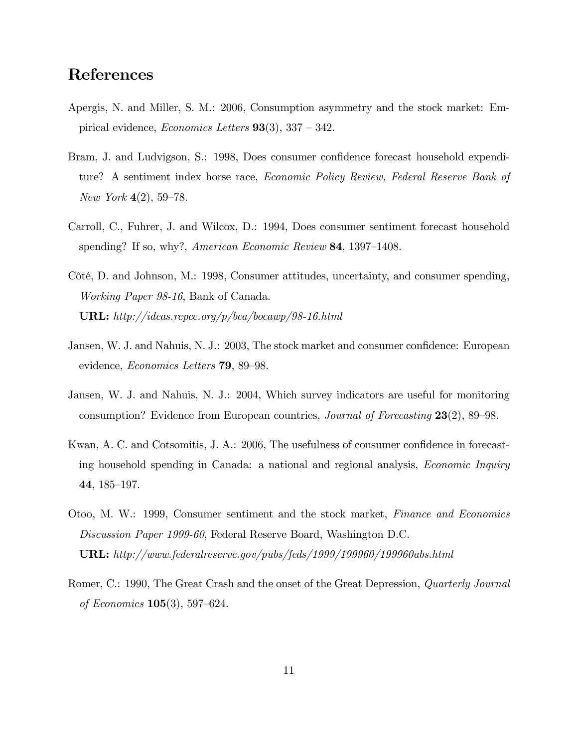# References

Apergis, N. and Miller, S. M.: 2006, Consumption asymmetry and the stock market: Empirical evidence, *Economics Letters* **93**(3), 337 – 342.

Bram, J. and Ludvigson, S.: 1998, Does consumer confidence forecast household expenditure? A sentiment index horse race, *Economic Policy Review, Federal Reserve Bank of New York* **4**(2), 59–78.

Carroll, C., Fuhrer, J. and Wilcox, D.: 1994, Does consumer sentiment forecast household spending? If so, why?, *American Economic Review* **84**, 1397–1408.

Côté, D. and Johnson, M.: 1998, Consumer attitudes, uncertainty, and consumer spending, *Working Paper 98-16*, Bank of Canada.
**URL:** *http://ideas.repec.org/p/bca/bocawp/98-16.html*

Jansen, W. J. and Nahuis, N. J.: 2003, The stock market and consumer confidence: European evidence, *Economics Letters* **79**, 89–98.

Jansen, W. J. and Nahuis, N. J.: 2004, Which survey indicators are useful for monitoring consumption? Evidence from European countries, *Journal of Forecasting* **23**(2), 89–98.

Kwan, A. C. and Cotsomitis, J. A.: 2006, The usefulness of consumer confidence in forecasting household spending in Canada: a national and regional analysis, *Economic Inquiry* **44**, 185–197.

Otoo, M. W.: 1999, Consumer sentiment and the stock market, *Finance and Economics Discussion Paper 1999-60*, Federal Reserve Board, Washington D.C.
**URL:** *http://www.federalreserve.gov/pubs/feds/1999/199960/199960abs.html*

Romer, C.: 1990, The Great Crash and the onset of the Great Depression, *Quarterly Journal of Economics* **105**(3), 597–624.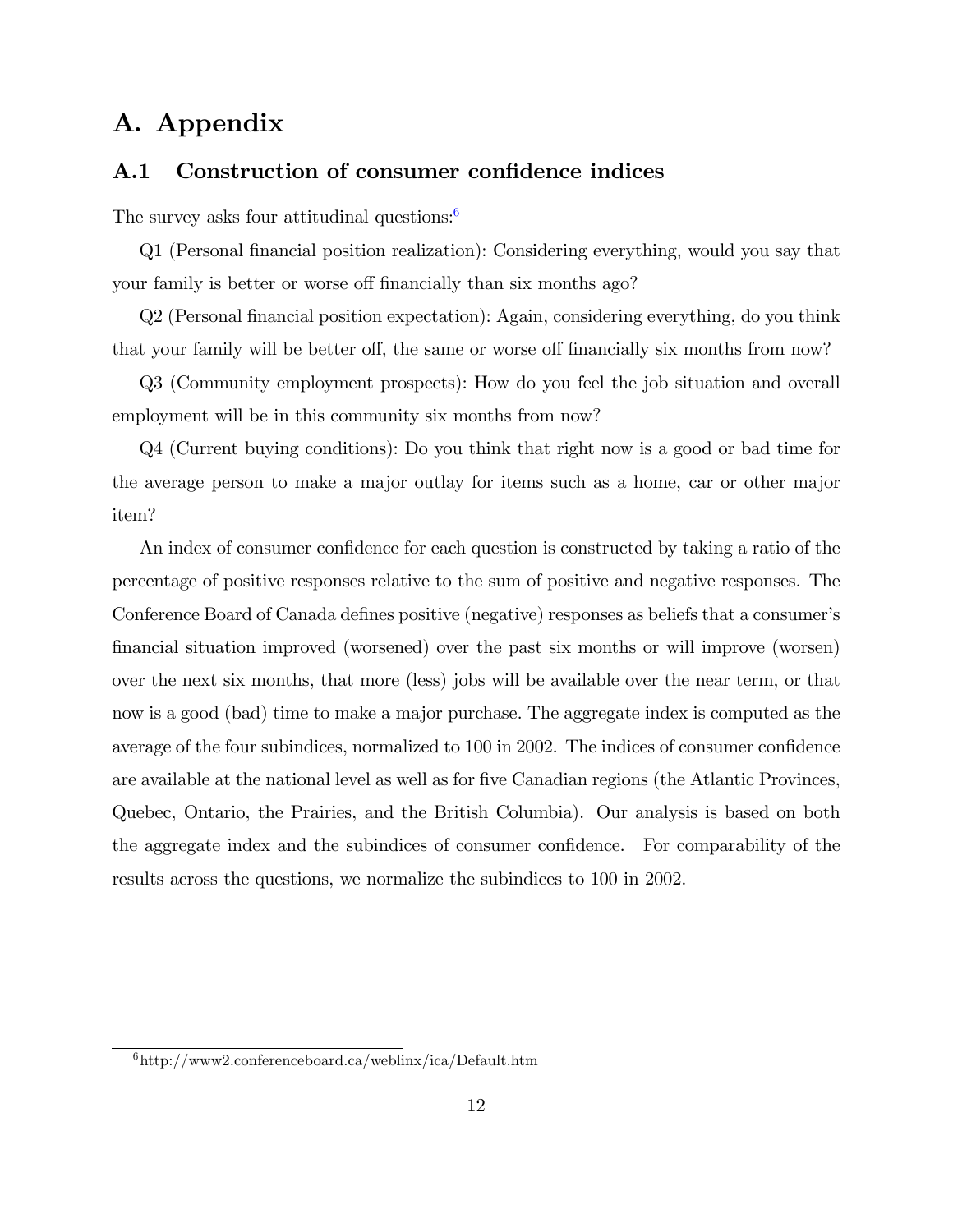# A. Appendix

## A.1 Construction of consumer confidence indices

The survey asks four attitudinal questions:[6]

Q1 (Personal financial position realization): Considering everything, would you say that your family is better or worse off financially than six months ago?

Q2 (Personal financial position expectation): Again, considering everything, do you think that your family will be better off, the same or worse off financially six months from now?

Q3 (Community employment prospects): How do you feel the job situation and overall employment will be in this community six months from now?

Q4 (Current buying conditions): Do you think that right now is a good or bad time for the average person to make a major outlay for items such as a home, car or other major item?

An index of consumer confidence for each question is constructed by taking a ratio of the percentage of positive responses relative to the sum of positive and negative responses. The Conference Board of Canada defines positive (negative) responses as beliefs that a consumer's financial situation improved (worsened) over the past six months or will improve (worsen) over the next six months, that more (less) jobs will be available over the near term, or that now is a good (bad) time to make a major purchase. The aggregate index is computed as the average of the four subindices, normalized to 100 in 2002. The indices of consumer confidence are available at the national level as well as for five Canadian regions (the Atlantic Provinces, Quebec, Ontario, the Prairies, and the British Columbia). Our analysis is based on both the aggregate index and the subindices of consumer confidence. For comparability of the results across the questions, we normalize the subindices to 100 in 2002.

---

[6] http://www2.conferenceboard.ca/weblinx/ica/Default.htm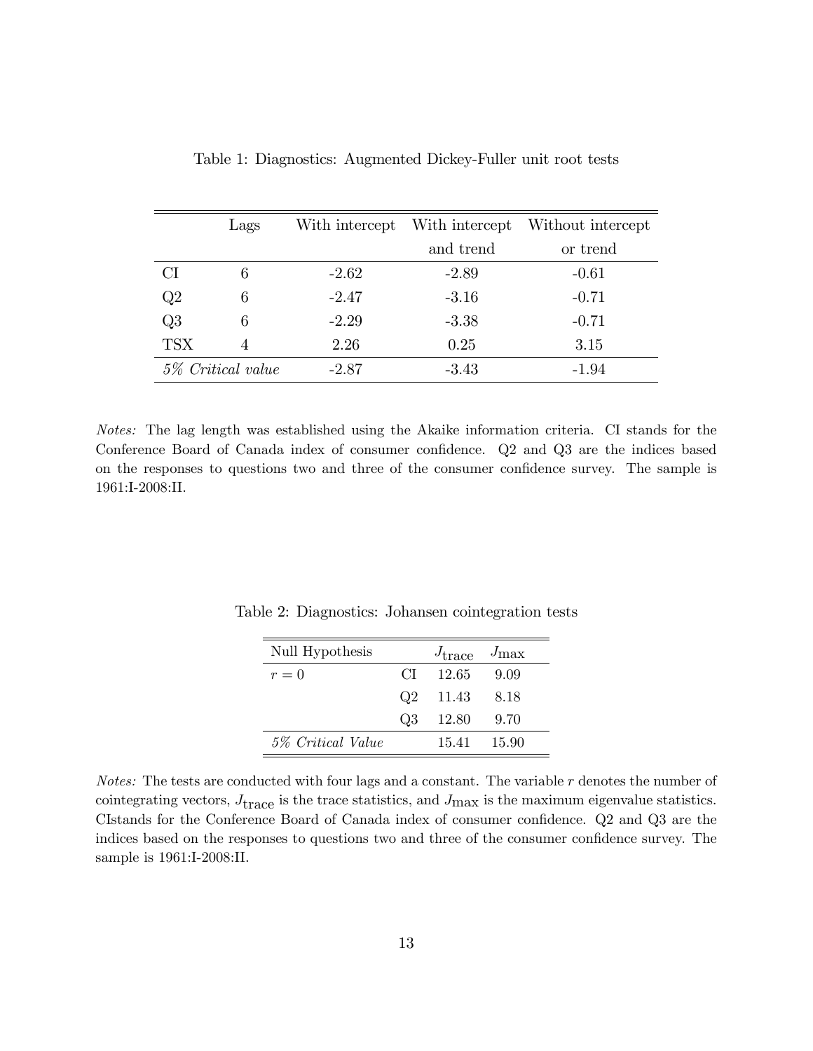Table 1: Diagnostics: Augmented Dickey-Fuller unit root tests

| | Lags | With intercept | With intercept and trend | Without intercept or trend |
|---|---|---|---|---|
| CI | 6 | -2.62 | -2.89 | -0.61 |
| Q2 | 6 | -2.47 | -3.16 | -0.71 |
| Q3 | 6 | -2.29 | -3.38 | -0.71 |
| TSX | 4 | 2.26 | 0.25 | 3.15 |
| *5% Critical value* | | -2.87 | -3.43 | -1.94 |

*Notes:* The lag length was established using the Akaike information criteria. CI stands for the Conference Board of Canada index of consumer confidence. Q2 and Q3 are the indices based on the responses to questions two and three of the consumer confidence survey. The sample is 1961:I-2008:II.

Table 2: Diagnostics: Johansen cointegration tests

| Null Hypothesis | | $J_{\text{trace}}$ | $J_{\max}$ |
|---|---|---|---|
| $r = 0$ | CI | 12.65 | 9.09 |
| | Q2 | 11.43 | 8.18 |
| | Q3 | 12.80 | 9.70 |
| *5% Critical Value* | | 15.41 | 15.90 |

*Notes:* The tests are conducted with four lags and a constant. The variable $r$ denotes the number of cointegrating vectors, $J_{\text{trace}}$ is the trace statistics, and $J_{\max}$ is the maximum eigenvalue statistics. CIstands for the Conference Board of Canada index of consumer confidence. Q2 and Q3 are the indices based on the responses to questions two and three of the consumer confidence survey. The sample is 1961:I-2008:II.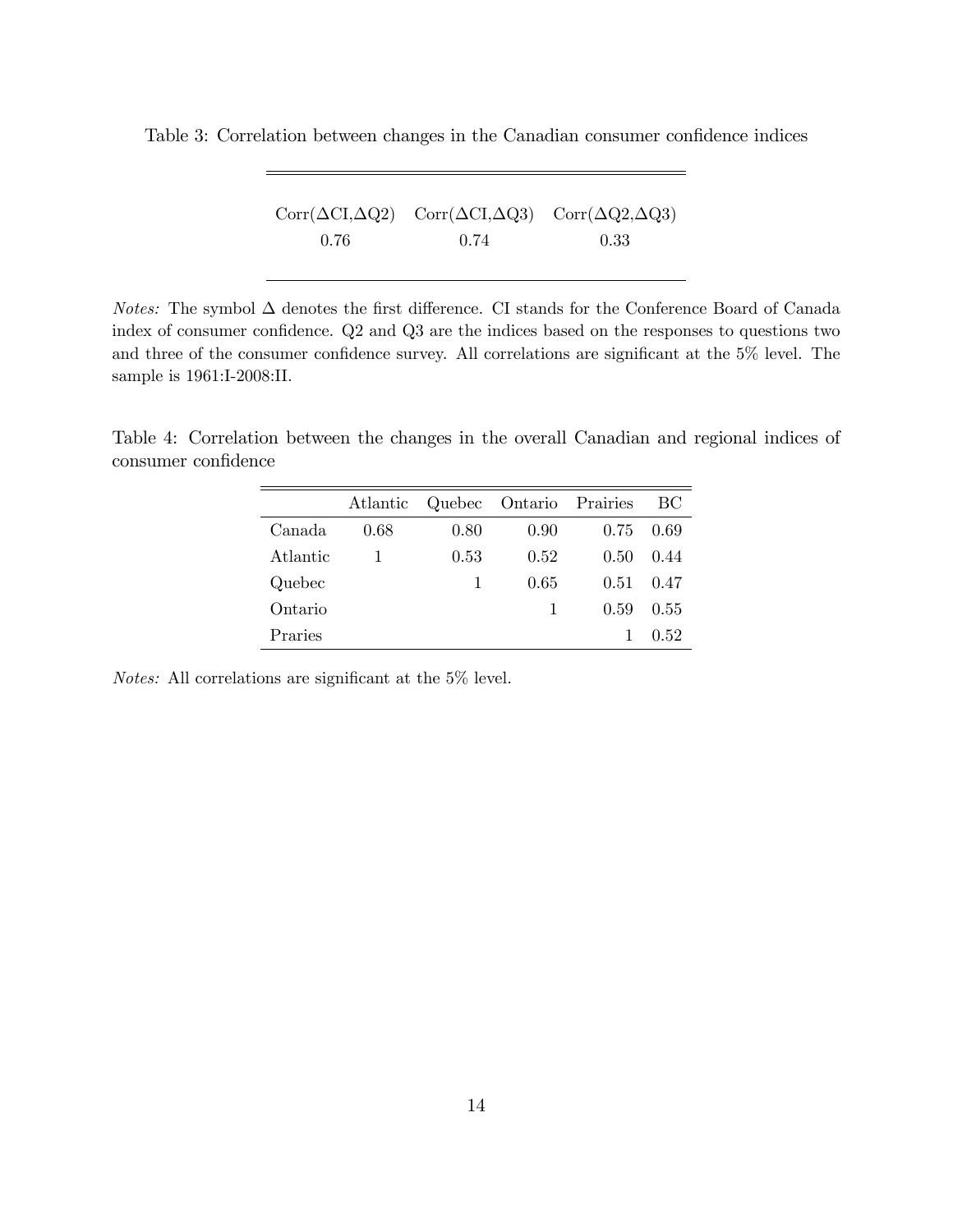Table 3: Correlation between changes in the Canadian consumer confidence indices

| Corr($\Delta$CI,$\Delta$Q2) | Corr($\Delta$CI,$\Delta$Q3) | Corr($\Delta$Q2,$\Delta$Q3) |
|---|---|---|
| 0.76 | 0.74 | 0.33 |

*Notes:* The symbol $\Delta$ denotes the first difference. CI stands for the Conference Board of Canada index of consumer confidence. Q2 and Q3 are the indices based on the responses to questions two and three of the consumer confidence survey. All correlations are significant at the 5% level. The sample is 1961:I-2008:II.

Table 4: Correlation between the changes in the overall Canadian and regional indices of consumer confidence

| | Atlantic | Quebec | Ontario | Prairies | BC |
|---|---|---|---|---|---|
| Canada | 0.68 | 0.80 | 0.90 | 0.75 | 0.69 |
| Atlantic | 1 | 0.53 | 0.52 | 0.50 | 0.44 |
| Quebec | | 1 | 0.65 | 0.51 | 0.47 |
| Ontario | | | 1 | 0.59 | 0.55 |
| Praries | | | | 1 | 0.52 |

*Notes:* All correlations are significant at the 5% level.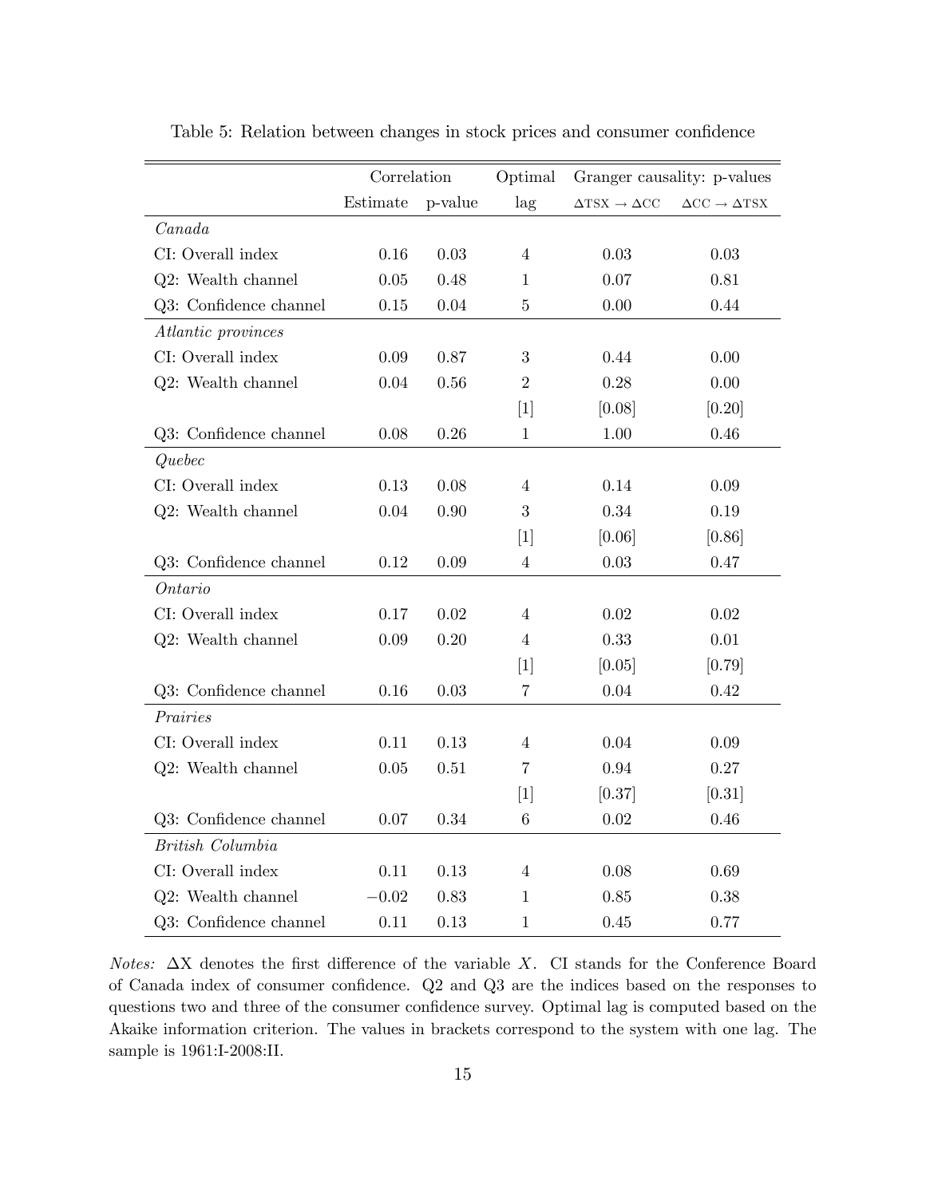Table 5: Relation between changes in stock prices and consumer confidence

| | Correlation | | Optimal | Granger causality: p-values | |
|---|---|---|---|---|---|
| | Estimate | p-value | lag | $\Delta$TSX $\rightarrow$ $\Delta$CC | $\Delta$CC $\rightarrow$ $\Delta$TSX |
| *Canada* | | | | | |
| CI: Overall index | 0.16 | 0.03 | 4 | 0.03 | 0.03 |
| Q2: Wealth channel | 0.05 | 0.48 | 1 | 0.07 | 0.81 |
| Q3: Confidence channel | 0.15 | 0.04 | 5 | 0.00 | 0.44 |
| *Atlantic provinces* | | | | | |
| CI: Overall index | 0.09 | 0.87 | 3 | 0.44 | 0.00 |
| Q2: Wealth channel | 0.04 | 0.56 | 2 | 0.28 | 0.00 |
| | | | [1] | [0.08] | [0.20] |
| Q3: Confidence channel | 0.08 | 0.26 | 1 | 1.00 | 0.46 |
| *Quebec* | | | | | |
| CI: Overall index | 0.13 | 0.08 | 4 | 0.14 | 0.09 |
| Q2: Wealth channel | 0.04 | 0.90 | 3 | 0.34 | 0.19 |
| | | | [1] | [0.06] | [0.86] |
| Q3: Confidence channel | 0.12 | 0.09 | 4 | 0.03 | 0.47 |
| *Ontario* | | | | | |
| CI: Overall index | 0.17 | 0.02 | 4 | 0.02 | 0.02 |
| Q2: Wealth channel | 0.09 | 0.20 | 4 | 0.33 | 0.01 |
| | | | [1] | [0.05] | [0.79] |
| Q3: Confidence channel | 0.16 | 0.03 | 7 | 0.04 | 0.42 |
| *Prairies* | | | | | |
| CI: Overall index | 0.11 | 0.13 | 4 | 0.04 | 0.09 |
| Q2: Wealth channel | 0.05 | 0.51 | 7 | 0.94 | 0.27 |
| | | | [1] | [0.37] | [0.31] |
| Q3: Confidence channel | 0.07 | 0.34 | 6 | 0.02 | 0.46 |
| *British Columbia* | | | | | |
| CI: Overall index | 0.11 | 0.13 | 4 | 0.08 | 0.69 |
| Q2: Wealth channel | −0.02 | 0.83 | 1 | 0.85 | 0.38 |
| Q3: Confidence channel | 0.11 | 0.13 | 1 | 0.45 | 0.77 |

*Notes:* $\Delta$X denotes the first difference of the variable $X$. CI stands for the Conference Board of Canada index of consumer confidence. Q2 and Q3 are the indices based on the responses to questions two and three of the consumer confidence survey. Optimal lag is computed based on the Akaike information criterion. The values in brackets correspond to the system with one lag. The sample is 1961:I-2008:II.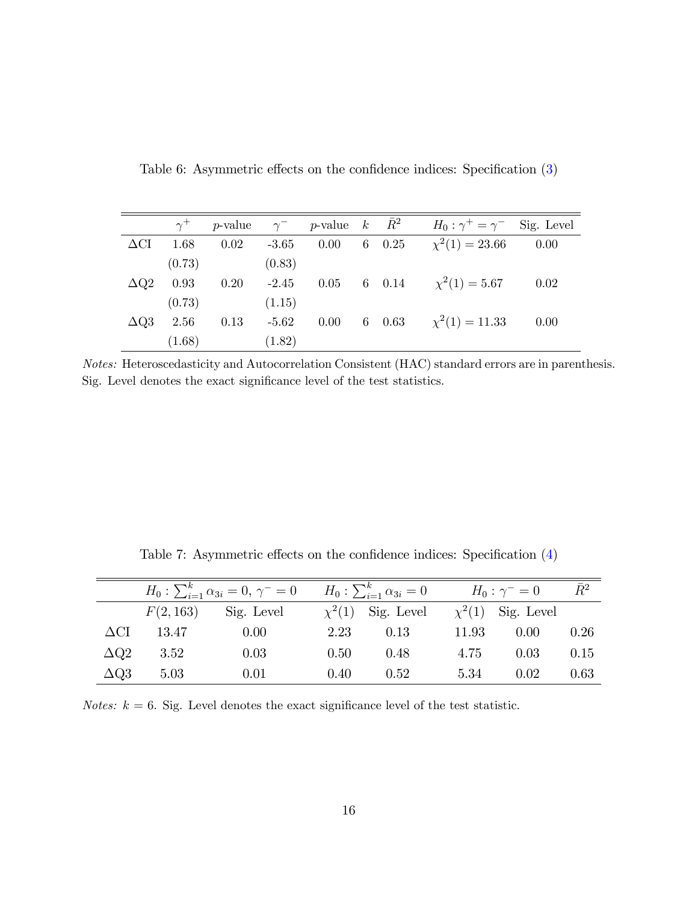Table 6: Asymmetric effects on the confidence indices: Specification (3)

| | $\gamma^+$ | $p$-value | $\gamma^-$ | $p$-value | $k$ | $\bar{R}^2$ | $H_0 : \gamma^+ = \gamma^-$ | Sig. Level |
|---|---|---|---|---|---|---|---|---|
| $\Delta$CI | 1.68 | 0.02 | -3.65 | 0.00 | 6 | 0.25 | $\chi^2(1) = 23.66$ | 0.00 |
| | (0.73) | | (0.83) | | | | | |
| $\Delta$Q2 | 0.93 | 0.20 | -2.45 | 0.05 | 6 | 0.14 | $\chi^2(1) = 5.67$ | 0.02 |
| | (0.73) | | (1.15) | | | | | |
| $\Delta$Q3 | 2.56 | 0.13 | -5.62 | 0.00 | 6 | 0.63 | $\chi^2(1) = 11.33$ | 0.00 |
| | (1.68) | | (1.82) | | | | | |

*Notes:* Heteroscedasticity and Autocorrelation Consistent (HAC) standard errors are in parenthesis. Sig. Level denotes the exact significance level of the test statistics.

Table 7: Asymmetric effects on the confidence indices: Specification (4)

| | $H_0 : \sum_{i=1}^{k} \alpha_{3i} = 0,\ \gamma^- = 0$ | | $H_0 : \sum_{i=1}^{k} \alpha_{3i} = 0$ | | $H_0 : \gamma^- = 0$ | | $\bar{R}^2$ |
|---|---|---|---|---|---|---|---|
| | $F(2, 163)$ | Sig. Level | $\chi^2(1)$ | Sig. Level | $\chi^2(1)$ | Sig. Level | |
| $\Delta$CI | 13.47 | 0.00 | 2.23 | 0.13 | 11.93 | 0.00 | 0.26 |
| $\Delta$Q2 | 3.52 | 0.03 | 0.50 | 0.48 | 4.75 | 0.03 | 0.15 |
| $\Delta$Q3 | 5.03 | 0.01 | 0.40 | 0.52 | 5.34 | 0.02 | 0.63 |

*Notes:* $k = 6$. Sig. Level denotes the exact significance level of the test statistic.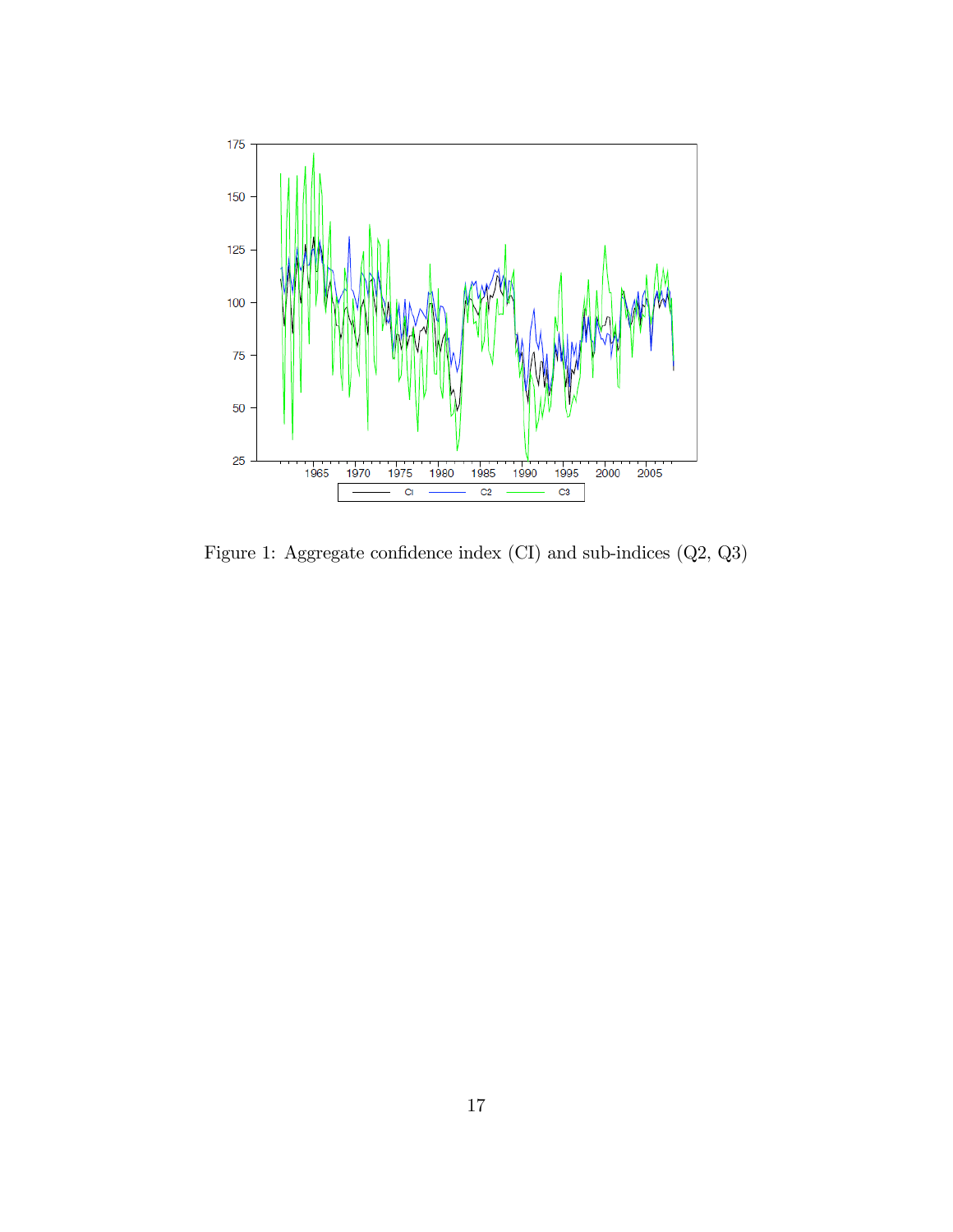Figure 1: Aggregate confidence index (CI) and sub-indices (Q2, Q3)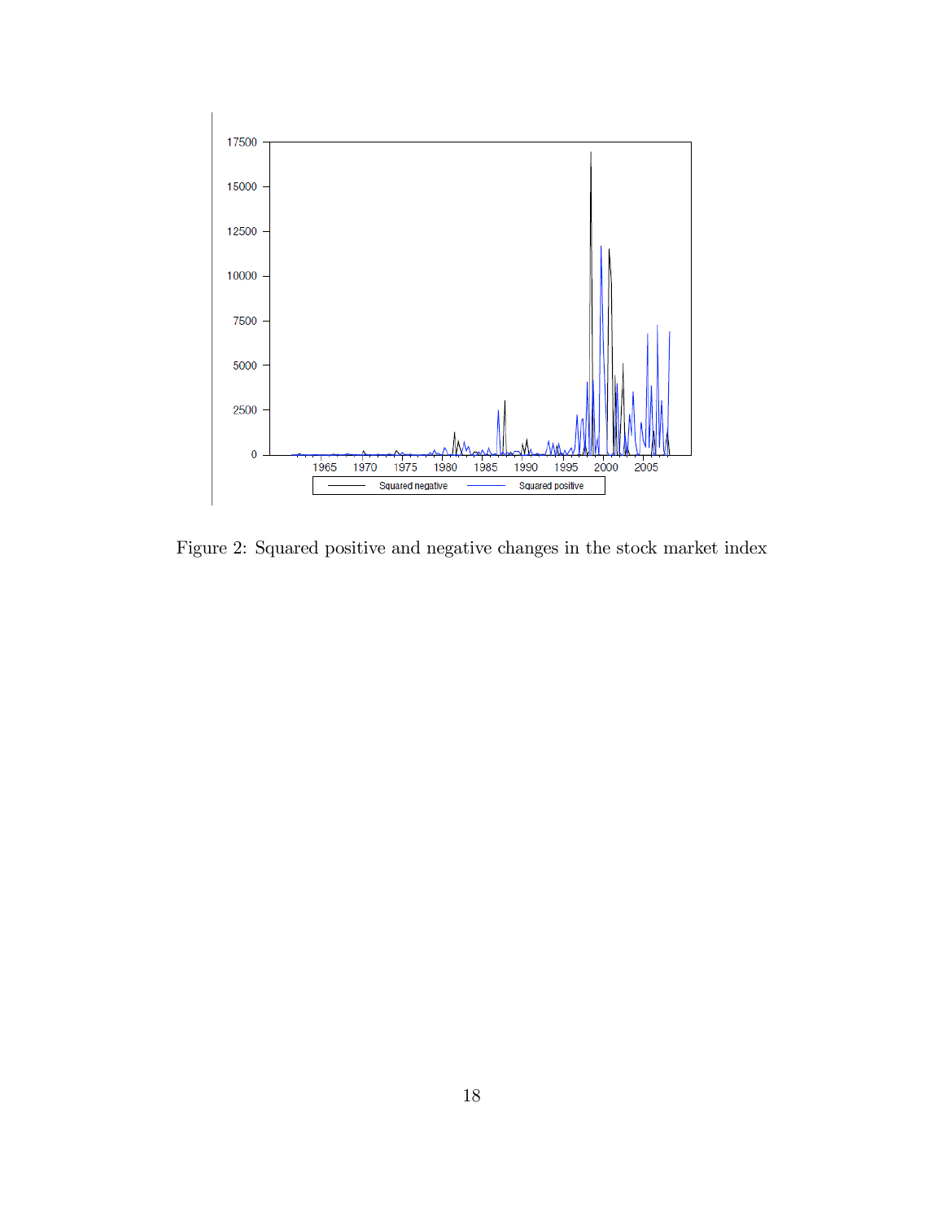17500
15000
12500
10000
7500
5000
2500
0

1965 1970 1975 1980 1985 1990 1995 2000 2005

Squared negative
Squared positive

Figure 2: Squared positive and negative changes in the stock market index